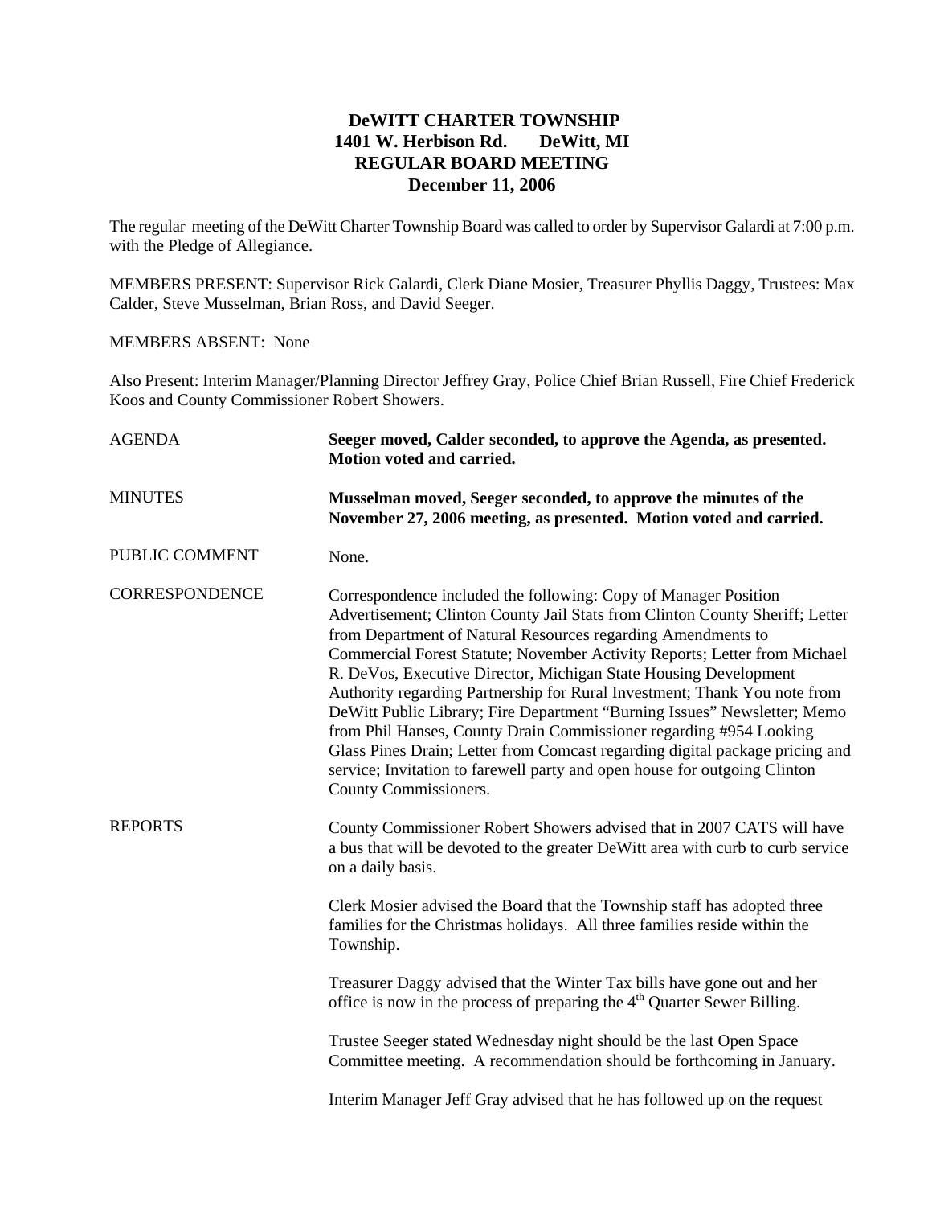# DeWITT CHARTER TOWNSHIP
## 1401 W. Herbison Rd. DeWitt, MI
## REGULAR BOARD MEETING
## December 11, 2006

The regular meeting of the DeWitt Charter Township Board was called to order by Supervisor Galardi at 7:00 p.m. with the Pledge of Allegiance.

MEMBERS PRESENT: Supervisor Rick Galardi, Clerk Diane Mosier, Treasurer Phyllis Daggy, Trustees: Max Calder, Steve Musselman, Brian Ross, and David Seeger.

MEMBERS ABSENT: None

Also Present: Interim Manager/Planning Director Jeffrey Gray, Police Chief Brian Russell, Fire Chief Frederick Koos and County Commissioner Robert Showers.

AGENDA

**Seeger moved, Calder seconded, to approve the Agenda, as presented. Motion voted and carried.**

MINUTES

**Musselman moved, Seeger seconded, to approve the minutes of the November 27, 2006 meeting, as presented. Motion voted and carried.**

PUBLIC COMMENT

None.

CORRESPONDENCE

Correspondence included the following: Copy of Manager Position Advertisement; Clinton County Jail Stats from Clinton County Sheriff; Letter from Department of Natural Resources regarding Amendments to Commercial Forest Statute; November Activity Reports; Letter from Michael R. DeVos, Executive Director, Michigan State Housing Development Authority regarding Partnership for Rural Investment; Thank You note from DeWitt Public Library; Fire Department "Burning Issues" Newsletter; Memo from Phil Hanses, County Drain Commissioner regarding #954 Looking Glass Pines Drain; Letter from Comcast regarding digital package pricing and service; Invitation to farewell party and open house for outgoing Clinton County Commissioners.

REPORTS

County Commissioner Robert Showers advised that in 2007 CATS will have a bus that will be devoted to the greater DeWitt area with curb to curb service on a daily basis.

Clerk Mosier advised the Board that the Township staff has adopted three families for the Christmas holidays. All three families reside within the Township.

Treasurer Daggy advised that the Winter Tax bills have gone out and her office is now in the process of preparing the 4th Quarter Sewer Billing.

Trustee Seeger stated Wednesday night should be the last Open Space Committee meeting. A recommendation should be forthcoming in January.

Interim Manager Jeff Gray advised that he has followed up on the request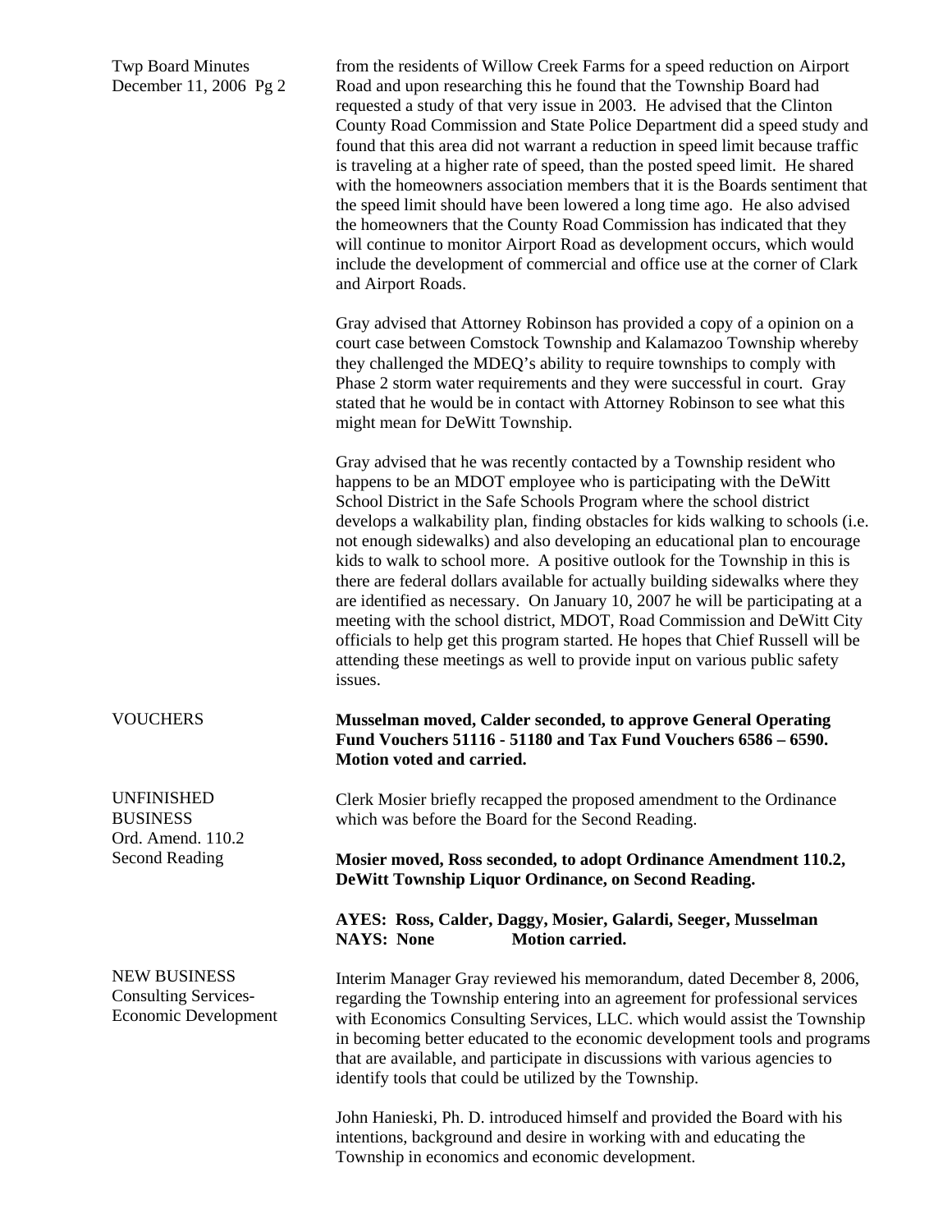from the residents of Willow Creek Farms for a speed reduction on Airport Road and upon researching this he found that the Township Board had requested a study of that very issue in 2003. He advised that the Clinton County Road Commission and State Police Department did a speed study and found that this area did not warrant a reduction in speed limit because traffic is traveling at a higher rate of speed, than the posted speed limit. He shared with the homeowners association members that it is the Boards sentiment that the speed limit should have been lowered a long time ago. He also advised the homeowners that the County Road Commission has indicated that they will continue to monitor Airport Road as development occurs, which would include the development of commercial and office use at the corner of Clark and Airport Roads.

Gray advised that Attorney Robinson has provided a copy of a opinion on a court case between Comstock Township and Kalamazoo Township whereby they challenged the MDEQ's ability to require townships to comply with Phase 2 storm water requirements and they were successful in court. Gray stated that he would be in contact with Attorney Robinson to see what this might mean for DeWitt Township.

Gray advised that he was recently contacted by a Township resident who happens to be an MDOT employee who is participating with the DeWitt School District in the Safe Schools Program where the school district develops a walkability plan, finding obstacles for kids walking to schools (i.e. not enough sidewalks) and also developing an educational plan to encourage kids to walk to school more. A positive outlook for the Township in this is there are federal dollars available for actually building sidewalks where they are identified as necessary. On January 10, 2007 he will be participating at a meeting with the school district, MDOT, Road Commission and DeWitt City officials to help get this program started. He hopes that Chief Russell will be attending these meetings as well to provide input on various public safety issues.

VOUCHERS

**Musselman moved, Calder seconded, to approve General Operating Fund Vouchers 51116 - 51180 and Tax Fund Vouchers 6586 – 6590. Motion voted and carried.**

UNFINISHED BUSINESS
Ord. Amend. 110.2
Second Reading

Clerk Mosier briefly recapped the proposed amendment to the Ordinance which was before the Board for the Second Reading.

**Mosier moved, Ross seconded, to adopt Ordinance Amendment 110.2, DeWitt Township Liquor Ordinance, on Second Reading.**

**AYES: Ross, Calder, Daggy, Mosier, Galardi, Seeger, Musselman**
**NAYS: None Motion carried.**

NEW BUSINESS
Consulting Services-Economic Development

Interim Manager Gray reviewed his memorandum, dated December 8, 2006, regarding the Township entering into an agreement for professional services with Economics Consulting Services, LLC. which would assist the Township in becoming better educated to the economic development tools and programs that are available, and participate in discussions with various agencies to identify tools that could be utilized by the Township.

John Hanieski, Ph. D. introduced himself and provided the Board with his intentions, background and desire in working with and educating the Township in economics and economic development.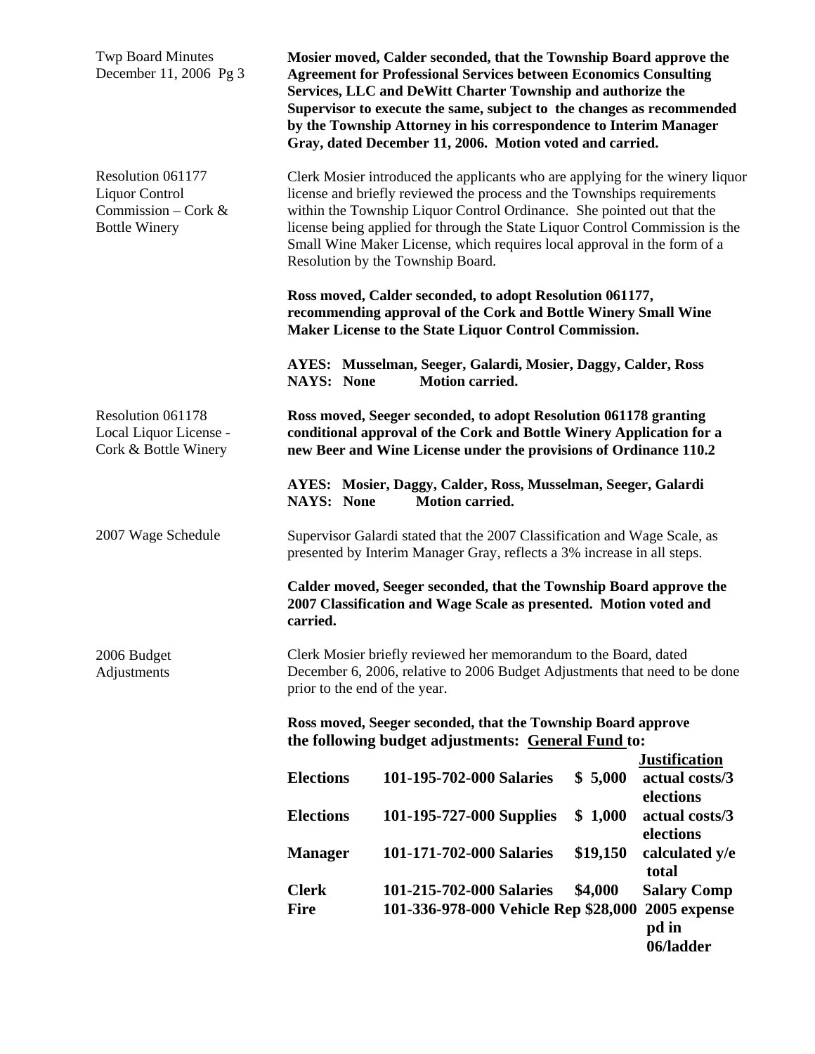Twp Board Minutes December 11, 2006 Pg 3

**Mosier moved, Calder seconded, that the Township Board approve the Agreement for Professional Services between Economics Consulting Services, LLC and DeWitt Charter Township and authorize the Supervisor to execute the same, subject to the changes as recommended by the Township Attorney in his correspondence to Interim Manager Gray, dated December 11, 2006. Motion voted and carried.**

Resolution 061177 Liquor Control Commission – Cork & Bottle Winery

Clerk Mosier introduced the applicants who are applying for the winery liquor license and briefly reviewed the process and the Townships requirements within the Township Liquor Control Ordinance. She pointed out that the license being applied for through the State Liquor Control Commission is the Small Wine Maker License, which requires local approval in the form of a Resolution by the Township Board.

**Ross moved, Calder seconded, to adopt Resolution 061177, recommending approval of the Cork and Bottle Winery Small Wine Maker License to the State Liquor Control Commission.**

**AYES: Musselman, Seeger, Galardi, Mosier, Daggy, Calder, Ross**
**NAYS: None Motion carried.**

Resolution 061178 Local Liquor License - Cork & Bottle Winery

**Ross moved, Seeger seconded, to adopt Resolution 061178 granting conditional approval of the Cork and Bottle Winery Application for a new Beer and Wine License under the provisions of Ordinance 110.2**

**AYES: Mosier, Daggy, Calder, Ross, Musselman, Seeger, Galardi**
**NAYS: None Motion carried.**

2007 Wage Schedule

Supervisor Galardi stated that the 2007 Classification and Wage Scale, as presented by Interim Manager Gray, reflects a 3% increase in all steps.

**Calder moved, Seeger seconded, that the Township Board approve the 2007 Classification and Wage Scale as presented. Motion voted and carried.**

2006 Budget Adjustments

Clerk Mosier briefly reviewed her memorandum to the Board, dated December 6, 2006, relative to 2006 Budget Adjustments that need to be done prior to the end of the year.

**Ross moved, Seeger seconded, that the Township Board approve the following budget adjustments: General Fund to:**

| | | | **Justification** |
|---|---|---|---|
| **Elections** | **101-195-702-000 Salaries** | **$ 5,000** | **actual costs/3 elections** |
| **Elections** | **101-195-727-000 Supplies** | **$ 1,000** | **actual costs/3 elections** |
| **Manager** | **101-171-702-000 Salaries** | **$19,150** | **calculated y/e total** |
| **Clerk** | **101-215-702-000 Salaries** | **$4,000** | **Salary Comp** |
| **Fire** | **101-336-978-000 Vehicle Rep** | **$28,000** | **2005 expense pd in 06/ladder** |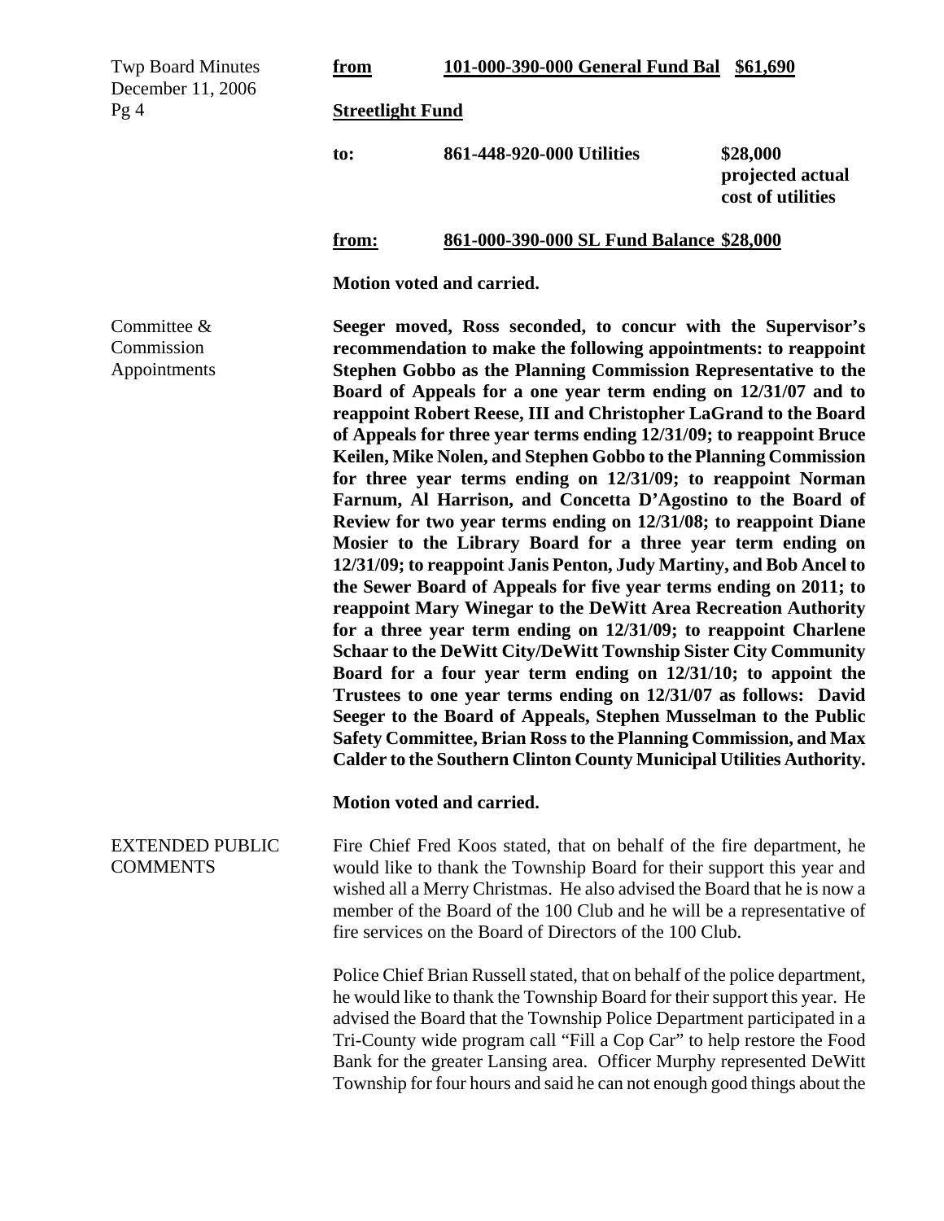**from** **101-000-390-000 General Fund Bal $61,690**

**Streetlight Fund**

**to:** **861-448-920-000 Utilities** **$28,000 projected actual cost of utilities**

**from:** **861-000-390-000 SL Fund Balance $28,000**

**Motion voted and carried.**

Committee & Commission Appointments

**Seeger moved, Ross seconded, to concur with the Supervisor's recommendation to make the following appointments: to reappoint Stephen Gobbo as the Planning Commission Representative to the Board of Appeals for a one year term ending on 12/31/07 and to reappoint Robert Reese, III and Christopher LaGrand to the Board of Appeals for three year terms ending 12/31/09; to reappoint Bruce Keilen, Mike Nolen, and Stephen Gobbo to the Planning Commission for three year terms ending on 12/31/09; to reappoint Norman Farnum, Al Harrison, and Concetta D'Agostino to the Board of Review for two year terms ending on 12/31/08; to reappoint Diane Mosier to the Library Board for a three year term ending on 12/31/09; to reappoint Janis Penton, Judy Martiny, and Bob Ancel to the Sewer Board of Appeals for five year terms ending on 2011; to reappoint Mary Winegar to the DeWitt Area Recreation Authority for a three year term ending on 12/31/09; to reappoint Charlene Schaar to the DeWitt City/DeWitt Township Sister City Community Board for a four year term ending on 12/31/10; to appoint the Trustees to one year terms ending on 12/31/07 as follows: David Seeger to the Board of Appeals, Stephen Musselman to the Public Safety Committee, Brian Ross to the Planning Commission, and Max Calder to the Southern Clinton County Municipal Utilities Authority.**

**Motion voted and carried.**

EXTENDED PUBLIC COMMENTS

Fire Chief Fred Koos stated, that on behalf of the fire department, he would like to thank the Township Board for their support this year and wished all a Merry Christmas. He also advised the Board that he is now a member of the Board of the 100 Club and he will be a representative of fire services on the Board of Directors of the 100 Club.

Police Chief Brian Russell stated, that on behalf of the police department, he would like to thank the Township Board for their support this year. He advised the Board that the Township Police Department participated in a Tri-County wide program call "Fill a Cop Car" to help restore the Food Bank for the greater Lansing area. Officer Murphy represented DeWitt Township for four hours and said he can not enough good things about the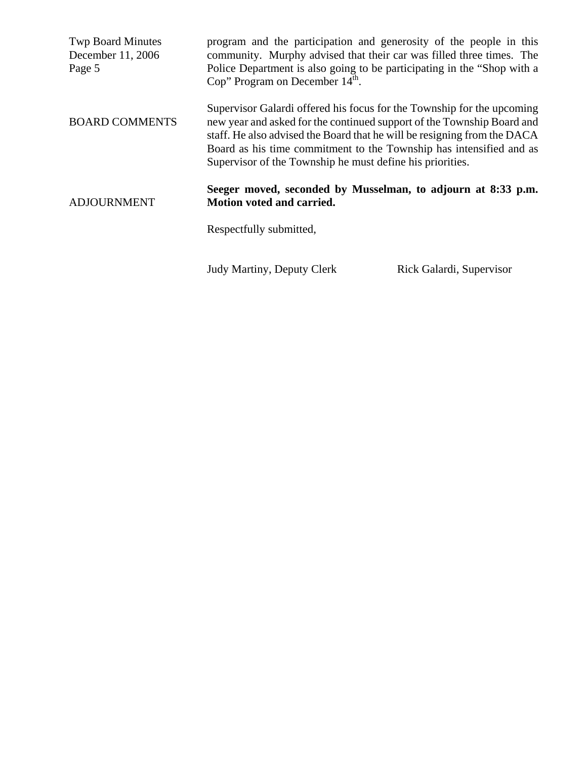program and the participation and generosity of the people in this community. Murphy advised that their car was filled three times. The Police Department is also going to be participating in the "Shop with a Cop" Program on December 14th.

BOARD COMMENTS

Supervisor Galardi offered his focus for the Township for the upcoming new year and asked for the continued support of the Township Board and staff. He also advised the Board that he will be resigning from the DACA Board as his time commitment to the Township has intensified and as Supervisor of the Township he must define his priorities.

ADJOURNMENT

**Seeger moved, seconded by Musselman, to adjourn at 8:33 p.m. Motion voted and carried.**

Respectfully submitted,

Judy Martiny, Deputy Clerk

Rick Galardi, Supervisor